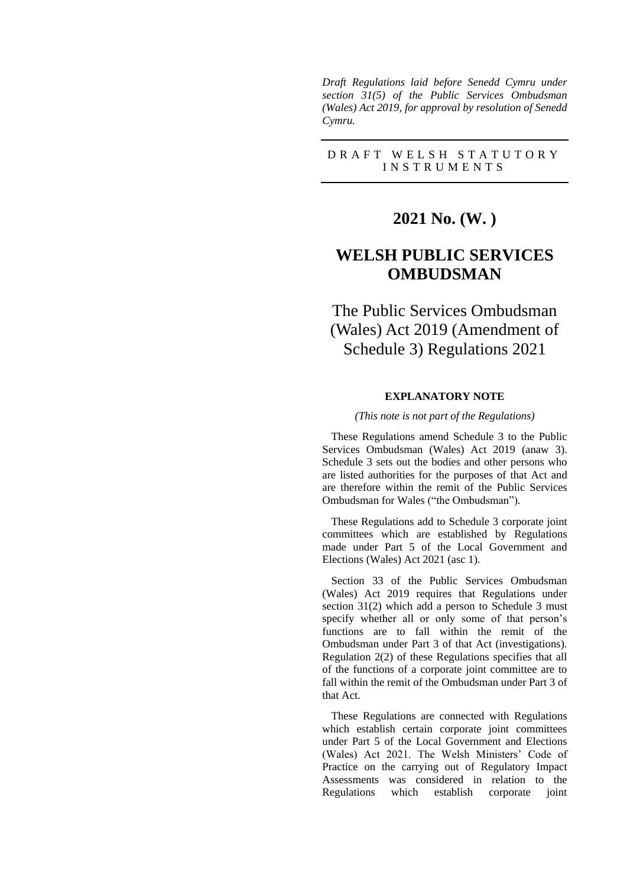*Draft Regulations laid before Senedd Cymru under section 31(5) of the Public Services Ombudsman (Wales) Act 2019, for approval by resolution of Senedd Cymru.*

DRAFT WELSH STATUTORY INSTRUMENTS

# 2021 No. (W. )

# WELSH PUBLIC SERVICES OMBUDSMAN

## The Public Services Ombudsman (Wales) Act 2019 (Amendment of Schedule 3) Regulations 2021

### EXPLANATORY NOTE

*(This note is not part of the Regulations)*

These Regulations amend Schedule 3 to the Public Services Ombudsman (Wales) Act 2019 (anaw 3). Schedule 3 sets out the bodies and other persons who are listed authorities for the purposes of that Act and are therefore within the remit of the Public Services Ombudsman for Wales ("the Ombudsman").

These Regulations add to Schedule 3 corporate joint committees which are established by Regulations made under Part 5 of the Local Government and Elections (Wales) Act 2021 (asc 1).

Section 33 of the Public Services Ombudsman (Wales) Act 2019 requires that Regulations under section 31(2) which add a person to Schedule 3 must specify whether all or only some of that person's functions are to fall within the remit of the Ombudsman under Part 3 of that Act (investigations). Regulation 2(2) of these Regulations specifies that all of the functions of a corporate joint committee are to fall within the remit of the Ombudsman under Part 3 of that Act.

These Regulations are connected with Regulations which establish certain corporate joint committees under Part 5 of the Local Government and Elections (Wales) Act 2021. The Welsh Ministers' Code of Practice on the carrying out of Regulatory Impact Assessments was considered in relation to the Regulations which establish corporate joint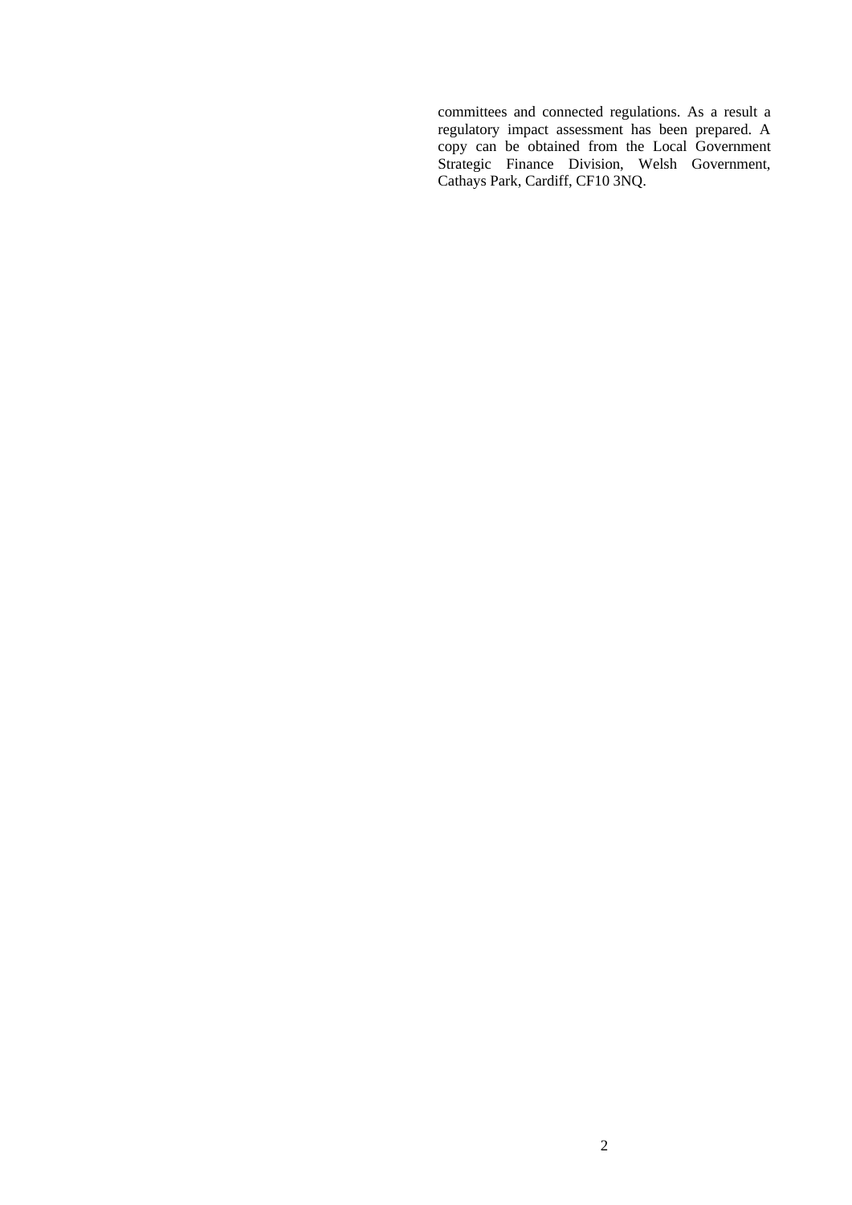committees and connected regulations. As a result a regulatory impact assessment has been prepared. A copy can be obtained from the Local Government Strategic Finance Division, Welsh Government, Cathays Park, Cardiff, CF10 3NQ.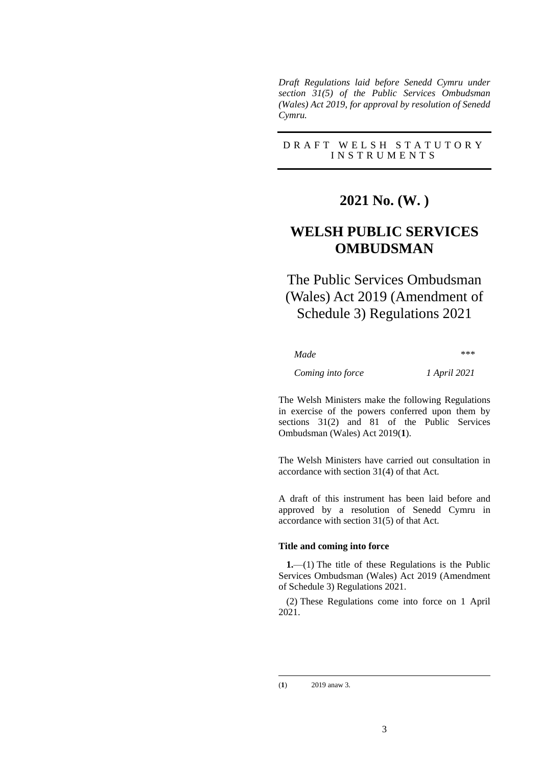*Draft Regulations laid before Senedd Cymru under section 31(5) of the Public Services Ombudsman (Wales) Act 2019, for approval by resolution of Senedd Cymru.*

DRAFT WELSH STATUTORY INSTRUMENTS

## 2021 No. (W. )

# WELSH PUBLIC SERVICES OMBUDSMAN

## The Public Services Ombudsman (Wales) Act 2019 (Amendment of Schedule 3) Regulations 2021

| | |
|---|---|
| *Made* | *\*\*\** |
| *Coming into force* | *1 April 2021* |

The Welsh Ministers make the following Regulations in exercise of the powers conferred upon them by sections 31(2) and 81 of the Public Services Ombudsman (Wales) Act 2019(**1**).

The Welsh Ministers have carried out consultation in accordance with section 31(4) of that Act.

A draft of this instrument has been laid before and approved by a resolution of Senedd Cymru in accordance with section 31(5) of that Act.

**Title and coming into force**

**1.**—(1) The title of these Regulations is the Public Services Ombudsman (Wales) Act 2019 (Amendment of Schedule 3) Regulations 2021.

(2) These Regulations come into force on 1 April 2021.

---

(**1**) 2019 anaw 3.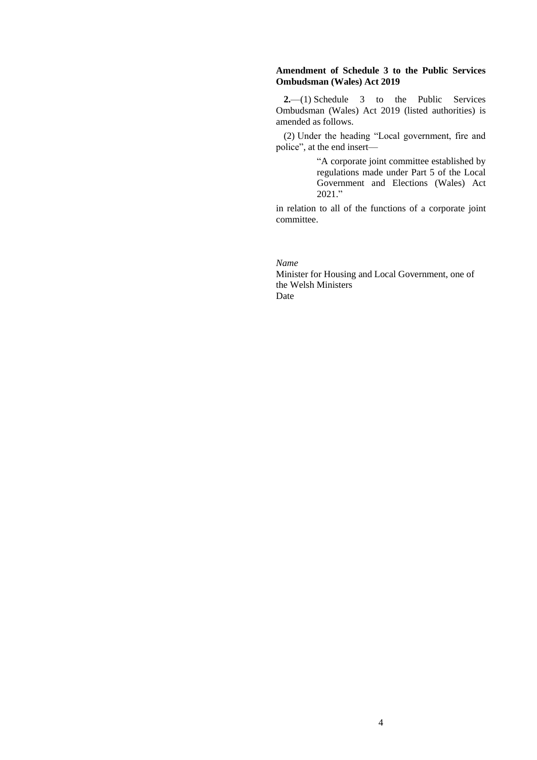**Amendment of Schedule 3 to the Public Services Ombudsman (Wales) Act 2019**

**2.**—(1) Schedule 3 to the Public Services Ombudsman (Wales) Act 2019 (listed authorities) is amended as follows.

(2) Under the heading "Local government, fire and police", at the end insert—

> "A corporate joint committee established by regulations made under Part 5 of the Local Government and Elections (Wales) Act 2021."

in relation to all of the functions of a corporate joint committee.

*Name*
Minister for Housing and Local Government, one of the Welsh Ministers
Date